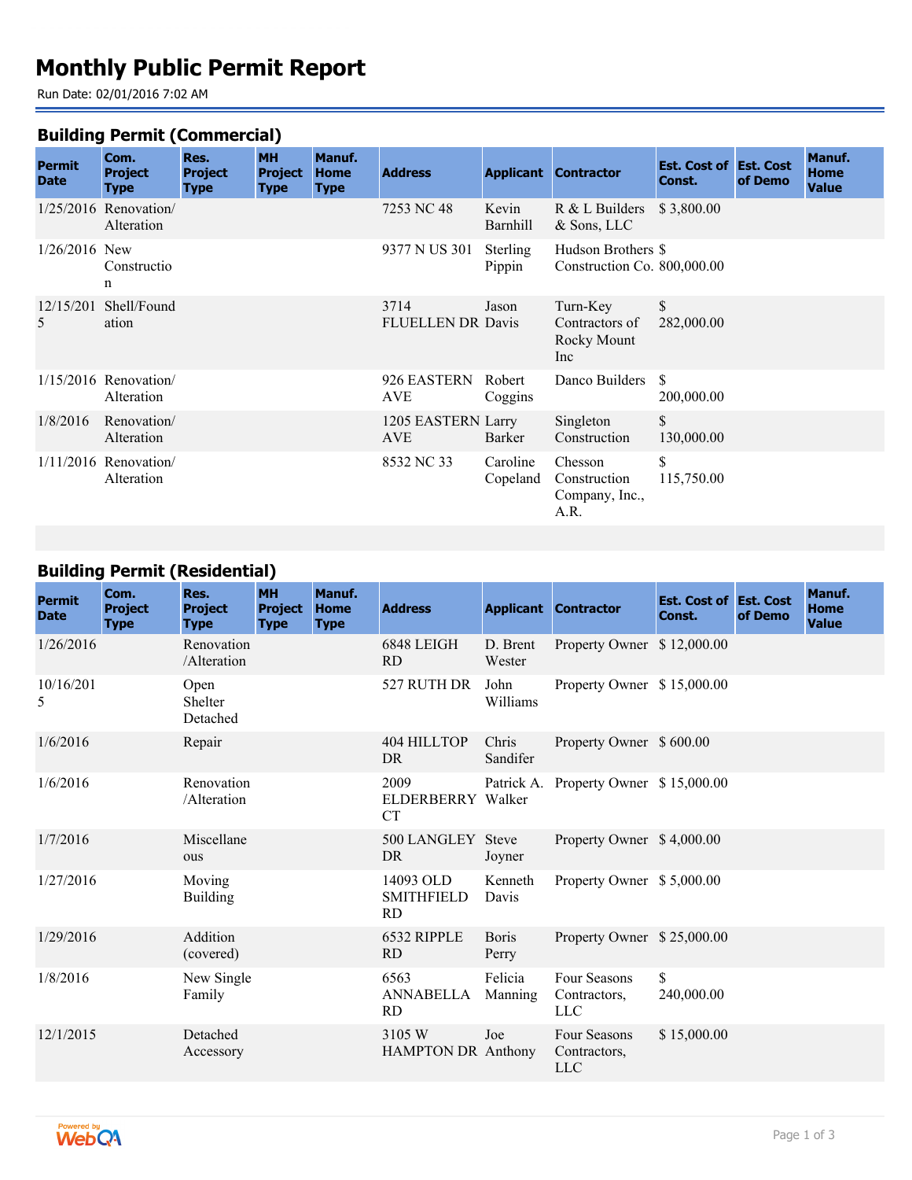# Monthly Public Permit Report

Run Date: 02/01/2016 7:02 AM

## Building Permit (Commercial)

| Permit Date | Com. Project Type | Res. Project Type | MH Project Type | Manuf. Home Type | Address | Applicant | Contractor | Est. Cost of Const. | Est. Cost of Demo | Manuf. Home Value |
|---|---|---|---|---|---|---|---|---|---|---|
| 1/25/2016 | Renovation/ Alteration | | | | 7253 NC 48 | Kevin Barnhill | R & L Builders & Sons, LLC | $ 3,800.00 | | |
| 1/26/2016 | New Construction | | | | 9377 N US 301 | Sterling Pippin | Hudson Brothers Construction Co. | $ 800,000.00 | | |
| 12/15/2015 | Shell/Foundation | | | | 3714 FLUELLEN DR | Jason Davis | Turn-Key Contractors of Rocky Mount Inc | $ 282,000.00 | | |
| 1/15/2016 | Renovation/ Alteration | | | | 926 EASTERN AVE | Robert Coggins | Danco Builders | $ 200,000.00 | | |
| 1/8/2016 | Renovation/ Alteration | | | | 1205 EASTERN AVE | Larry Barker | Singleton Construction | $ 130,000.00 | | |
| 1/11/2016 | Renovation/ Alteration | | | | 8532 NC 33 | Caroline Copeland | Chesson Construction Company, Inc., A.R. | $ 115,750.00 | | |

## Building Permit (Residential)

| Permit Date | Com. Project Type | Res. Project Type | MH Project Type | Manuf. Home Type | Address | Applicant | Contractor | Est. Cost of Const. | Est. Cost of Demo | Manuf. Home Value |
|---|---|---|---|---|---|---|---|---|---|---|
| 1/26/2016 | | Renovation /Alteration | | | 6848 LEIGH RD | D. Brent Wester | Property Owner | $ 12,000.00 | | |
| 10/16/2015 | | Open Shelter Detached | | | 527 RUTH DR | John Williams | Property Owner | $ 15,000.00 | | |
| 1/6/2016 | | Repair | | | 404 HILLTOP DR | Chris Sandifer | Property Owner | $ 600.00 | | |
| 1/6/2016 | | Renovation /Alteration | | | 2009 ELDERBERRY CT | Patrick A. Walker | Property Owner | $ 15,000.00 | | |
| 1/7/2016 | | Miscellaneous | | | 500 LANGLEY DR | Steve Joyner | Property Owner | $ 4,000.00 | | |
| 1/27/2016 | | Moving Building | | | 14093 OLD SMITHFIELD RD | Kenneth Davis | Property Owner | $ 5,000.00 | | |
| 1/29/2016 | | Addition (covered) | | | 6532 RIPPLE RD | Boris Perry | Property Owner | $ 25,000.00 | | |
| 1/8/2016 | | New Single Family | | | 6563 ANNABELLA RD | Felicia Manning | Four Seasons Contractors, LLC | $ 240,000.00 | | |
| 12/1/2015 | | Detached Accessory | | | 3105 W HAMPTON DR | Joe Anthony | Four Seasons Contractors, LLC | $ 15,000.00 | | |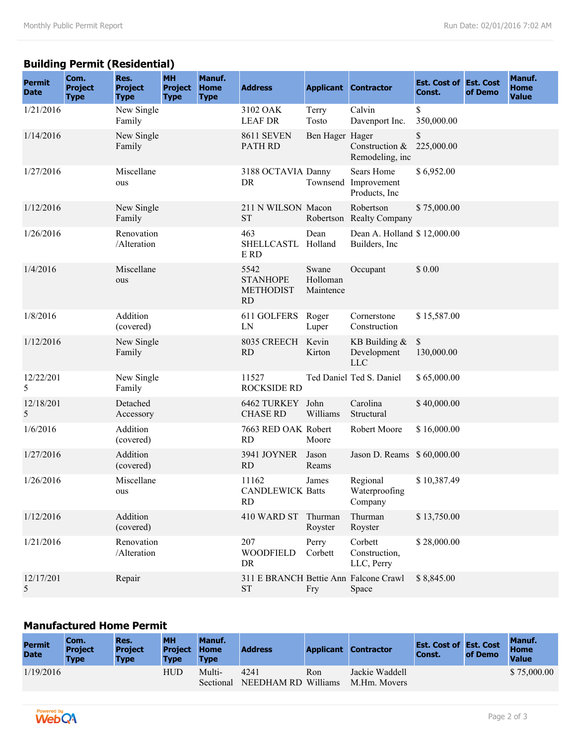## Building Permit (Residential)

| Permit Date | Com. Project Type | Res. Project Type | MH Project Type | Manuf. Home Type | Address | Applicant | Contractor | Est. Cost of Const. | Est. Cost of Demo | Manuf. Home Value |
|---|---|---|---|---|---|---|---|---|---|---|
| 1/21/2016 | | New Single Family | | | 3102 OAK LEAF DR | Terry Tosto | Calvin Davenport Inc. | $ 350,000.00 | | |
| 1/14/2016 | | New Single Family | | | 8611 SEVEN PATH RD | Ben Hager | Hager Construction & Remodeling, inc | $ 225,000.00 | | |
| 1/27/2016 | | Miscellaneous | | | 3188 OCTAVIA DR | Danny Townsend | Sears Home Improvement Products, Inc | $ 6,952.00 | | |
| 1/12/2016 | | New Single Family | | | 211 N WILSON ST | Macon Robertson | Robertson Realty Company | $ 75,000.00 | | |
| 1/26/2016 | | Renovation /Alteration | | | 463 SHELLCASTLE RD | Dean Holland | Dean A. Holland Builders, Inc | $ 12,000.00 | | |
| 1/4/2016 | | Miscellaneous | | | 5542 STANHOPE METHODIST RD | Swane Holloman Maintence | Occupant | $ 0.00 | | |
| 1/8/2016 | | Addition (covered) | | | 611 GOLFERS LN | Roger Luper | Cornerstone Construction | $ 15,587.00 | | |
| 1/12/2016 | | New Single Family | | | 8035 CREECH RD | Kevin Kirton | KB Building & Development LLC | $ 130,000.00 | | |
| 12/22/2015 | | New Single Family | | | 11527 ROCKSIDE RD | Ted Daniel | Ted S. Daniel | $ 65,000.00 | | |
| 12/18/2015 | | Detached Accessory | | | 6462 TURKEY CHASE RD | John Williams | Carolina Structural | $ 40,000.00 | | |
| 1/6/2016 | | Addition (covered) | | | 7663 RED OAK RD | Robert Moore | Robert Moore | $ 16,000.00 | | |
| 1/27/2016 | | Addition (covered) | | | 3941 JOYNER RD | Jason Reams | Jason D. Reams | $ 60,000.00 | | |
| 1/26/2016 | | Miscellaneous | | | 11162 CANDLEWICK RD | James Batts | Regional Waterproofing Company | $ 10,387.49 | | |
| 1/12/2016 | | Addition (covered) | | | 410 WARD ST | Thurman Royster | Thurman Royster | $ 13,750.00 | | |
| 1/21/2016 | | Renovation /Alteration | | | 207 WOODFIELD DR | Perry Corbett | Corbett Construction, LLC, Perry | $ 28,000.00 | | |
| 12/17/2015 | | Repair | | | 311 E BRANCH ST | Bettie Ann Fry | Falcone Crawl Space | $ 8,845.00 | | |

## Manufactured Home Permit

| Permit Date | Com. Project Type | Res. Project Type | MH Project Type | Manuf. Home Type | Address | Applicant | Contractor | Est. Cost of Const. | Est. Cost of Demo | Manuf. Home Value |
|---|---|---|---|---|---|---|---|---|---|---|
| 1/19/2016 | | | HUD | Multi-Sectional | 4241 NEEDHAM RD | Ron Williams | Jackie Waddell M.Hm. Movers | | | $ 75,000.00 |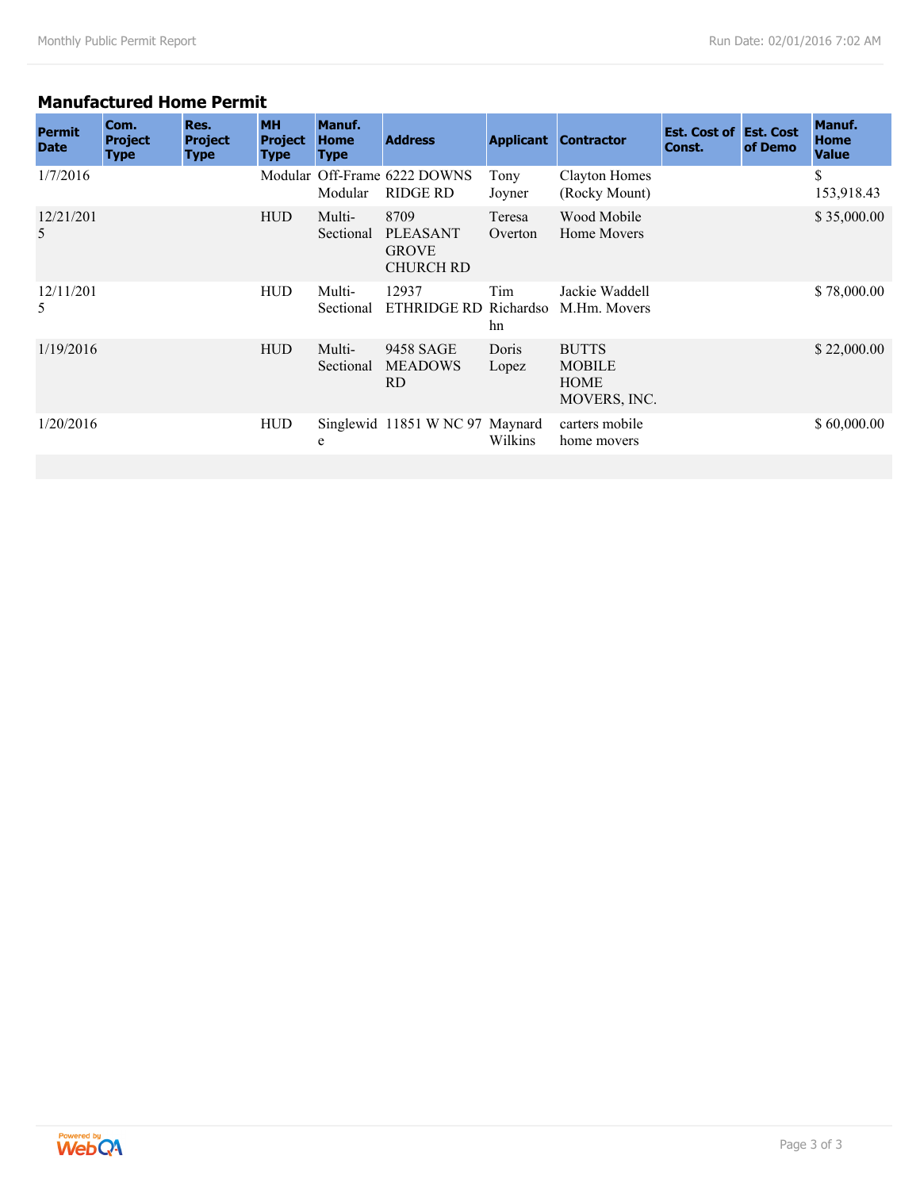## Manufactured Home Permit

| Permit Date | Com. Project Type | Res. Project Type | MH Project Type | Manuf. Home Type | Address | Applicant | Contractor | Est. Cost of Const. | Est. Cost of Demo | Manuf. Home Value |
|---|---|---|---|---|---|---|---|---|---|---|
| 1/7/2016 | | | Modular | Off-Frame Modular | 6222 DOWNS RIDGE RD | Tony Joyner | Clayton Homes (Rocky Mount) | | | $ 153,918.43 |
| 12/21/2015 | | | HUD | Multi-Sectional | 8709 PLEASANT GROVE CHURCH RD | Teresa Overton | Wood Mobile Home Movers | | | $ 35,000.00 |
| 12/11/2015 | | | HUD | Multi-Sectional | 12937 ETHRIDGE RD | Tim Richardsohn | Jackie Waddell M.Hm. Movers | | | $ 78,000.00 |
| 1/19/2016 | | | HUD | Multi-Sectional | 9458 SAGE MEADOWS RD | Doris Lopez | BUTTS MOBILE HOME MOVERS, INC. | | | $ 22,000.00 |
| 1/20/2016 | | | HUD | Singlewide | 11851 W NC 97 | Maynard Wilkins | carters mobile home movers | | | $ 60,000.00 |